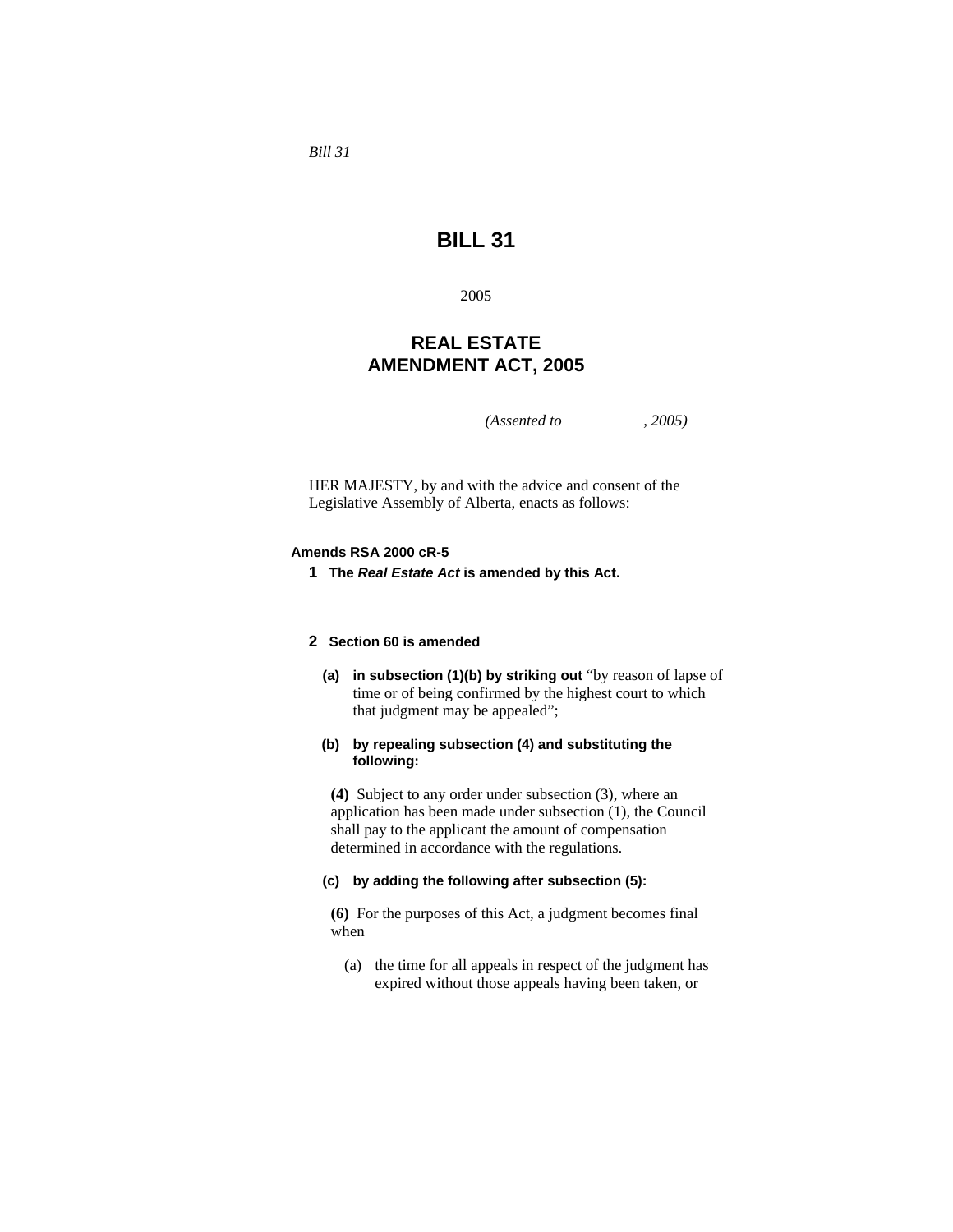*Bill 31*

# BILL 31

2005

## REAL ESTATE AMENDMENT ACT, 2005

*(Assented to , 2005)*

HER MAJESTY, by and with the advice and consent of the Legislative Assembly of Alberta, enacts as follows:

**Amends RSA 2000 cR-5**

**1** **The *Real Estate Act* is amended by this Act.**

**2** **Section 60 is amended**

**(a)** **in subsection (1)(b) by striking out** "by reason of lapse of time or of being confirmed by the highest court to which that judgment may be appealed";

**(b)** **by repealing subsection (4) and substituting the following:**

**(4)** Subject to any order under subsection (3), where an application has been made under subsection (1), the Council shall pay to the applicant the amount of compensation determined in accordance with the regulations.

**(c)** **by adding the following after subsection (5):**

**(6)** For the purposes of this Act, a judgment becomes final when

(a) the time for all appeals in respect of the judgment has expired without those appeals having been taken, or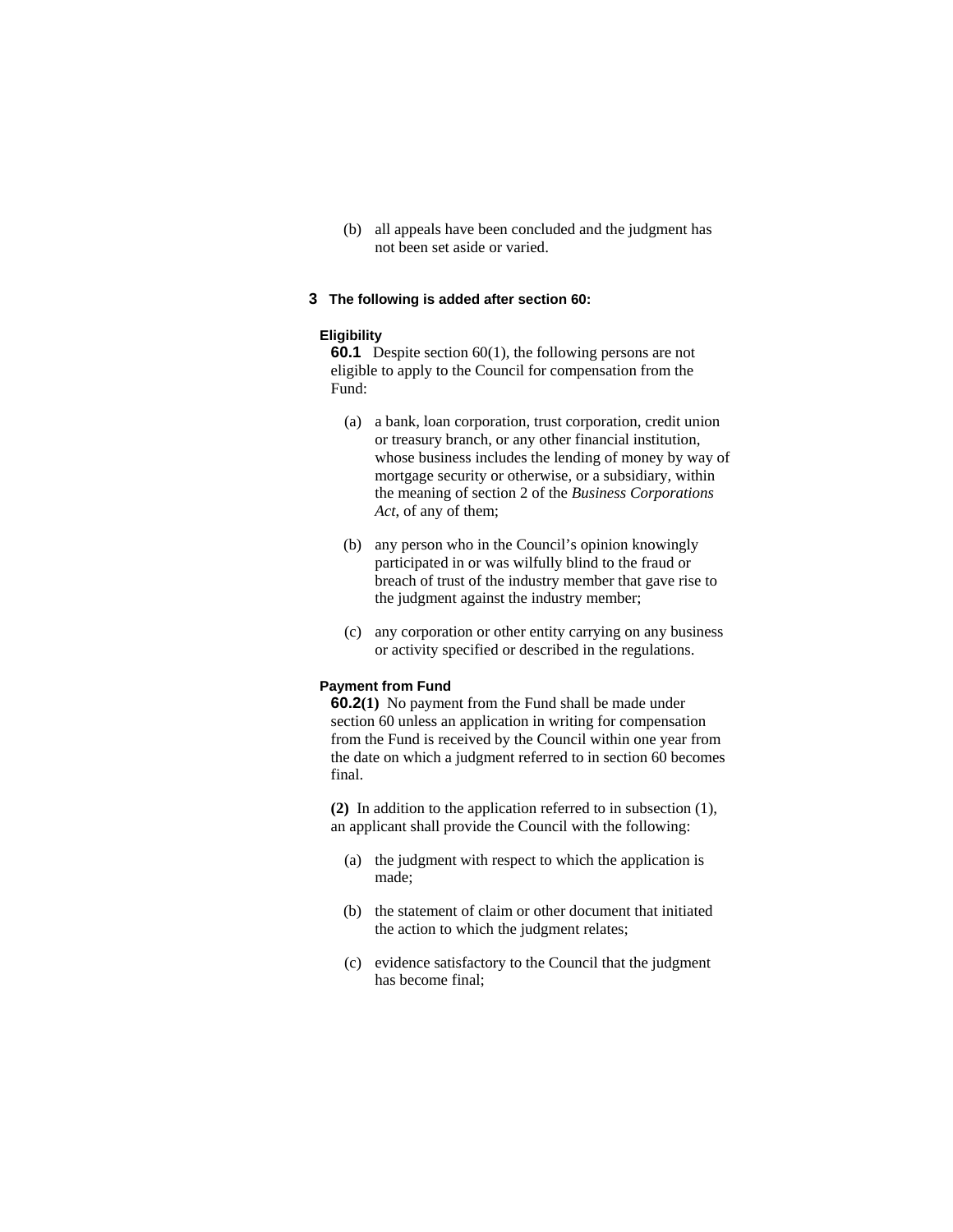(b) all appeals have been concluded and the judgment has not been set aside or varied.

**3 The following is added after section 60:**

**Eligibility**

**60.1** Despite section 60(1), the following persons are not eligible to apply to the Council for compensation from the Fund:

(a) a bank, loan corporation, trust corporation, credit union or treasury branch, or any other financial institution, whose business includes the lending of money by way of mortgage security or otherwise, or a subsidiary, within the meaning of section 2 of the *Business Corporations Act*, of any of them;

(b) any person who in the Council's opinion knowingly participated in or was wilfully blind to the fraud or breach of trust of the industry member that gave rise to the judgment against the industry member;

(c) any corporation or other entity carrying on any business or activity specified or described in the regulations.

**Payment from Fund**

**60.2(1)** No payment from the Fund shall be made under section 60 unless an application in writing for compensation from the Fund is received by the Council within one year from the date on which a judgment referred to in section 60 becomes final.

**(2)** In addition to the application referred to in subsection (1), an applicant shall provide the Council with the following:

(a) the judgment with respect to which the application is made;

(b) the statement of claim or other document that initiated the action to which the judgment relates;

(c) evidence satisfactory to the Council that the judgment has become final;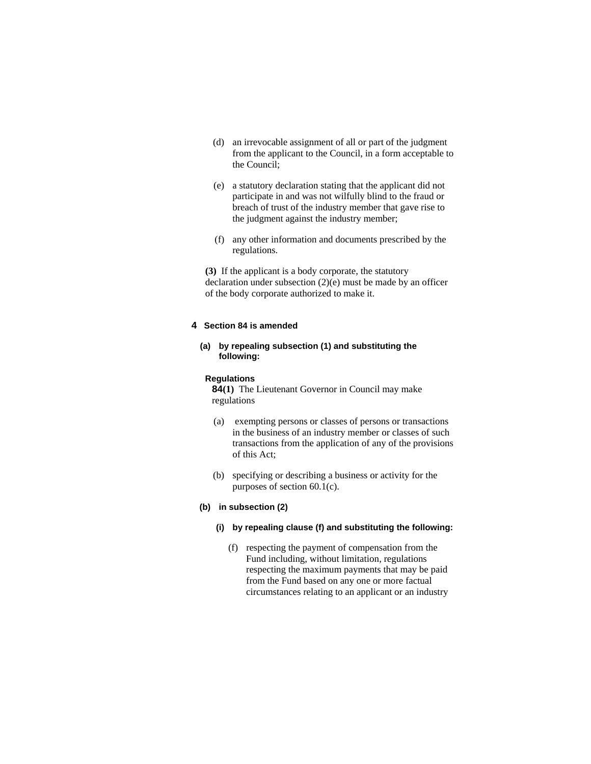(d) an irrevocable assignment of all or part of the judgment from the applicant to the Council, in a form acceptable to the Council;

(e) a statutory declaration stating that the applicant did not participate in and was not wilfully blind to the fraud or breach of trust of the industry member that gave rise to the judgment against the industry member;

(f) any other information and documents prescribed by the regulations.

**(3)** If the applicant is a body corporate, the statutory declaration under subsection (2)(e) must be made by an officer of the body corporate authorized to make it.

**4 Section 84 is amended**

**(a) by repealing subsection (1) and substituting the following:**

**Regulations**

**84(1)** The Lieutenant Governor in Council may make regulations

(a) exempting persons or classes of persons or transactions in the business of an industry member or classes of such transactions from the application of any of the provisions of this Act;

(b) specifying or describing a business or activity for the purposes of section 60.1(c).

**(b) in subsection (2)**

**(i) by repealing clause (f) and substituting the following:**

(f) respecting the payment of compensation from the Fund including, without limitation, regulations respecting the maximum payments that may be paid from the Fund based on any one or more factual circumstances relating to an applicant or an industry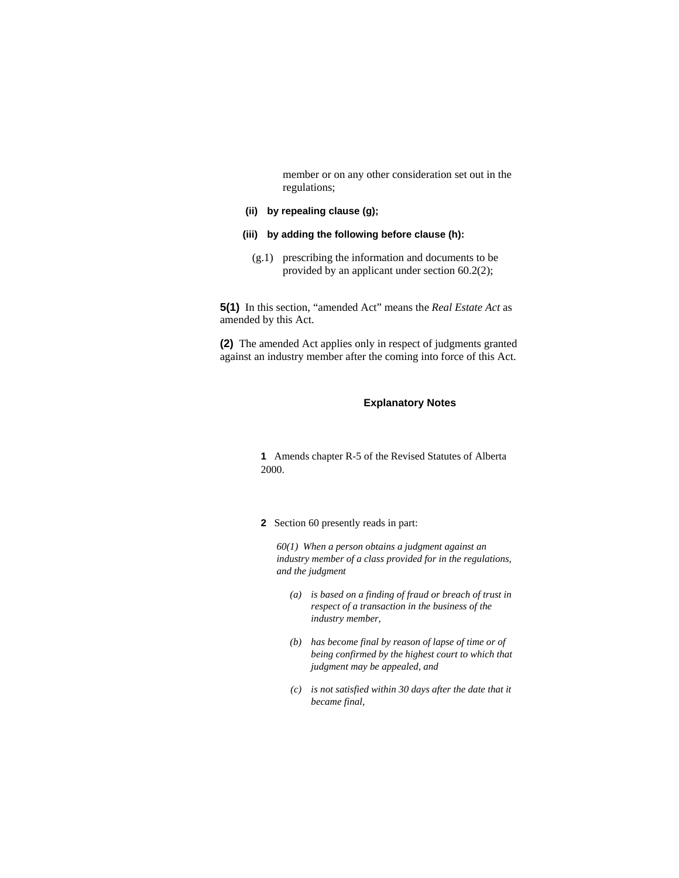member or on any other consideration set out in the regulations;

**(ii) by repealing clause (g);**

**(iii) by adding the following before clause (h):**

(g.1) prescribing the information and documents to be provided by an applicant under section 60.2(2);

**5(1)** In this section, “amended Act” means the *Real Estate Act* as amended by this Act.

**(2)** The amended Act applies only in respect of judgments granted against an industry member after the coming into force of this Act.

### Explanatory Notes

**1** Amends chapter R-5 of the Revised Statutes of Alberta 2000.

**2** Section 60 presently reads in part:

*60(1) When a person obtains a judgment against an industry member of a class provided for in the regulations, and the judgment*

*(a) is based on a finding of fraud or breach of trust in respect of a transaction in the business of the industry member,*

*(b) has become final by reason of lapse of time or of being confirmed by the highest court to which that judgment may be appealed, and*

*(c) is not satisfied within 30 days after the date that it became final,*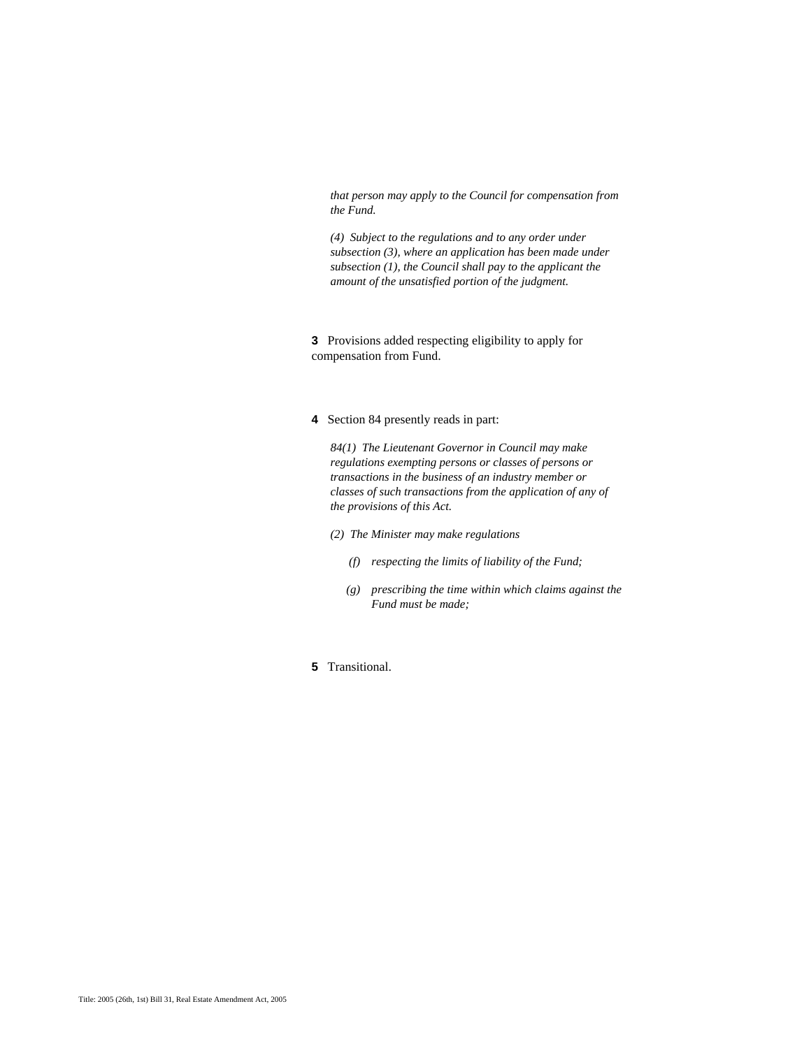*that person may apply to the Council for compensation from the Fund.*

*(4) Subject to the regulations and to any order under subsection (3), where an application has been made under subsection (1), the Council shall pay to the applicant the amount of the unsatisfied portion of the judgment.*

**3** Provisions added respecting eligibility to apply for compensation from Fund.

**4** Section 84 presently reads in part:

*84(1) The Lieutenant Governor in Council may make regulations exempting persons or classes of persons or transactions in the business of an industry member or classes of such transactions from the application of any of the provisions of this Act.*

*(2) The Minister may make regulations*

*(f) respecting the limits of liability of the Fund;*

*(g) prescribing the time within which claims against the Fund must be made;*

**5** Transitional.